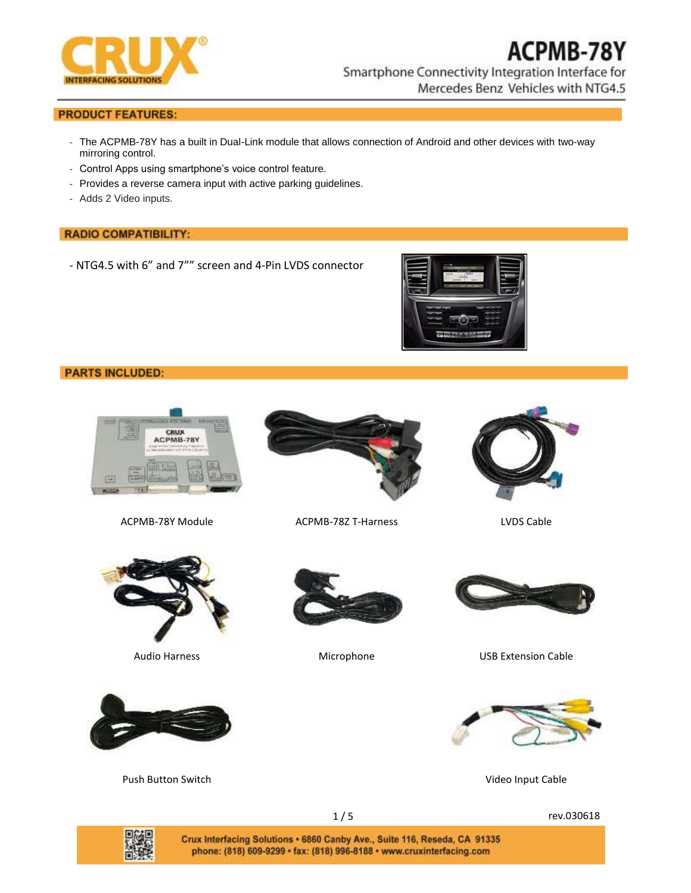# ACPMB-78Y

Smartphone Connectivity Integration Interface for Mercedes Benz Vehicles with NTG4.5

## PRODUCT FEATURES:

- The ACPMB-78Y has a built in Dual-Link module that allows connection of Android and other devices with two-way mirroring control.
- Control Apps using smartphone's voice control feature.
- Provides a reverse camera input with active parking guidelines.
- Adds 2 Video inputs.

## RADIO COMPATIBILITY:

- NTG4.5 with 6" and 7"" screen and 4-Pin LVDS connector

## PARTS INCLUDED:

ACPMB-78Y Module

ACPMB-78Z T-Harness

LVDS Cable

Audio Harness

Microphone

USB Extension Cable

Push Button Switch

Video Input Cable

rev.030618

Crux Interfacing Solutions • 6860 Canby Ave., Suite 116, Reseda, CA 91335
phone: (818) 609-9299 • fax: (818) 996-8188 • www.cruxinterfacing.com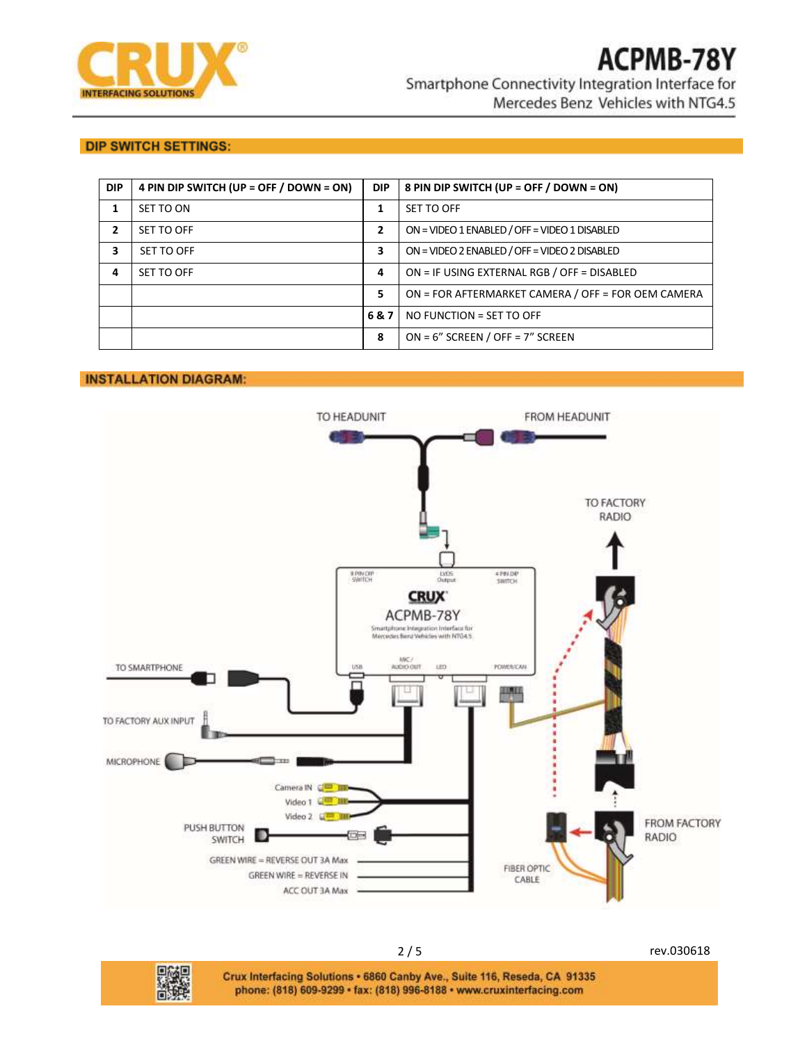## DIP SWITCH SETTINGS:

| DIP | 4 PIN DIP SWITCH (UP = OFF / DOWN = ON) | DIP | 8 PIN DIP SWITCH (UP = OFF / DOWN = ON) |
|---|---|---|---|
| 1 | SET TO ON | 1 | SET TO OFF |
| 2 | SET TO OFF | 2 | ON = VIDEO 1 ENABLED / OFF = VIDEO 1 DISABLED |
| 3 | SET TO OFF | 3 | ON = VIDEO 2 ENABLED / OFF = VIDEO 2 DISABLED |
| 4 | SET TO OFF | 4 | ON = IF USING EXTERNAL RGB / OFF = DISABLED |
| | | 5 | ON = FOR AFTERMARKET CAMERA / OFF = FOR OEM CAMERA |
| | | 6 & 7 | NO FUNCTION = SET TO OFF |
| | | 8 | ON = 6" SCREEN / OFF = 7" SCREEN |

## INSTALLATION DIAGRAM:

TO HEADUNIT

FROM HEADUNIT

TO FACTORY RADIO

8 PIN DIP SWITCH

LVDS Output

4 PIN DIP SWITCH

CRUX

ACPMB-78Y

Smartphone Integration Interface for Mercedes Benz Vehicles with NTG4.5

USB

MIC / AUDIO OUT

LED

POWER/CAN

TO SMARTPHONE

TO FACTORY AUX INPUT

MICROPHONE

Camera IN

Video 1

Video 2

PUSH BUTTON SWITCH

GREEN WIRE = REVERSE OUT 3A Max

GREEN WIRE = REVERSE IN

ACC OUT 3A Max

FIBER OPTIC CABLE

FROM FACTORY RADIO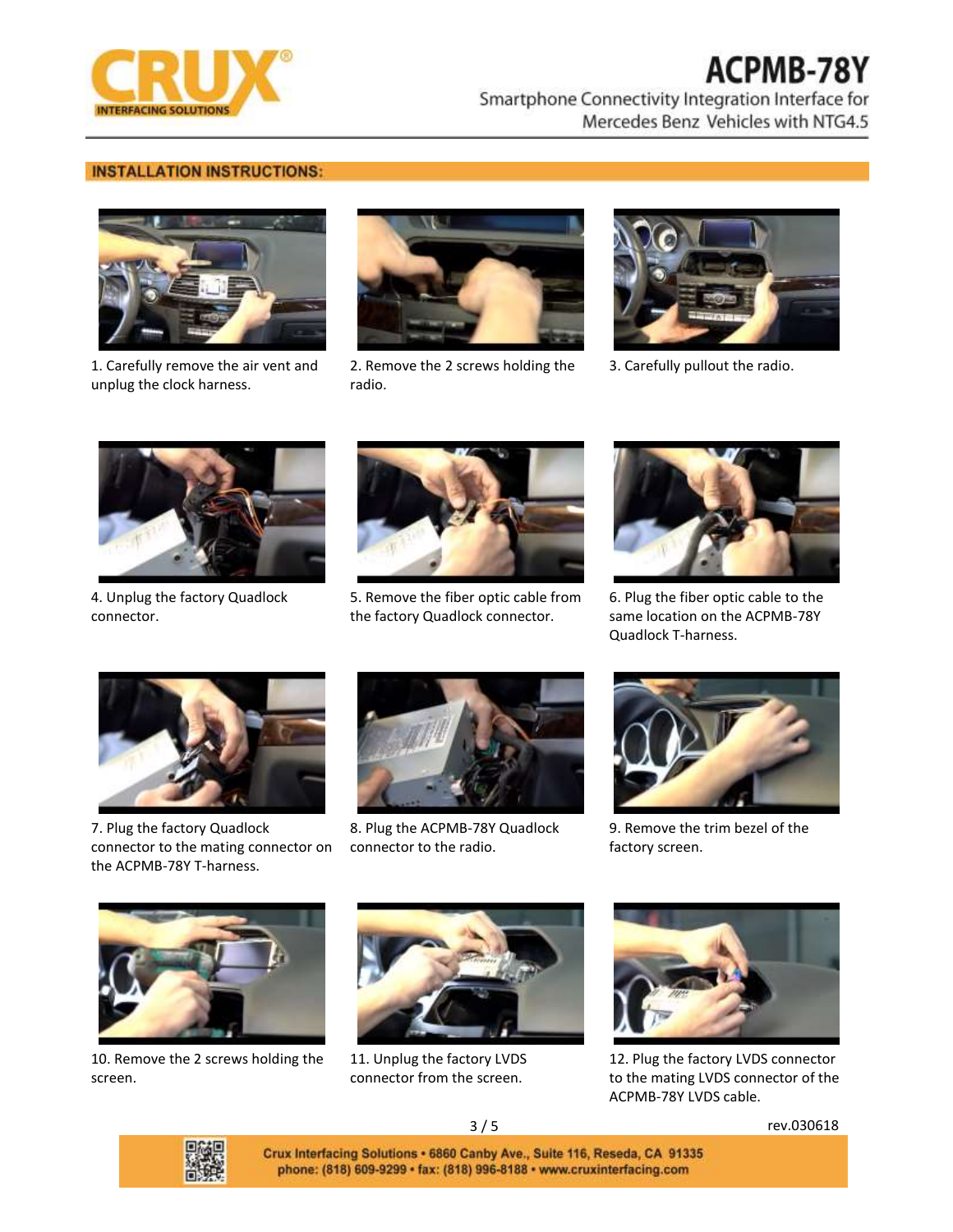## INSTALLATION INSTRUCTIONS:

1. Carefully remove the air vent and unplug the clock harness.

2. Remove the 2 screws holding the radio.

3. Carefully pullout the radio.

4. Unplug the factory Quadlock connector.

5. Remove the fiber optic cable from the factory Quadlock connector.

6. Plug the fiber optic cable to the same location on the ACPMB-78Y Quadlock T-harness.

7. Plug the factory Quadlock connector to the mating connector on the ACPMB-78Y T-harness.

8. Plug the ACPMB-78Y Quadlock connector to the radio.

9. Remove the trim bezel of the factory screen.

10. Remove the 2 screws holding the screen.

11. Unplug the factory LVDS connector from the screen.

12. Plug the factory LVDS connector to the mating LVDS connector of the ACPMB-78Y LVDS cable.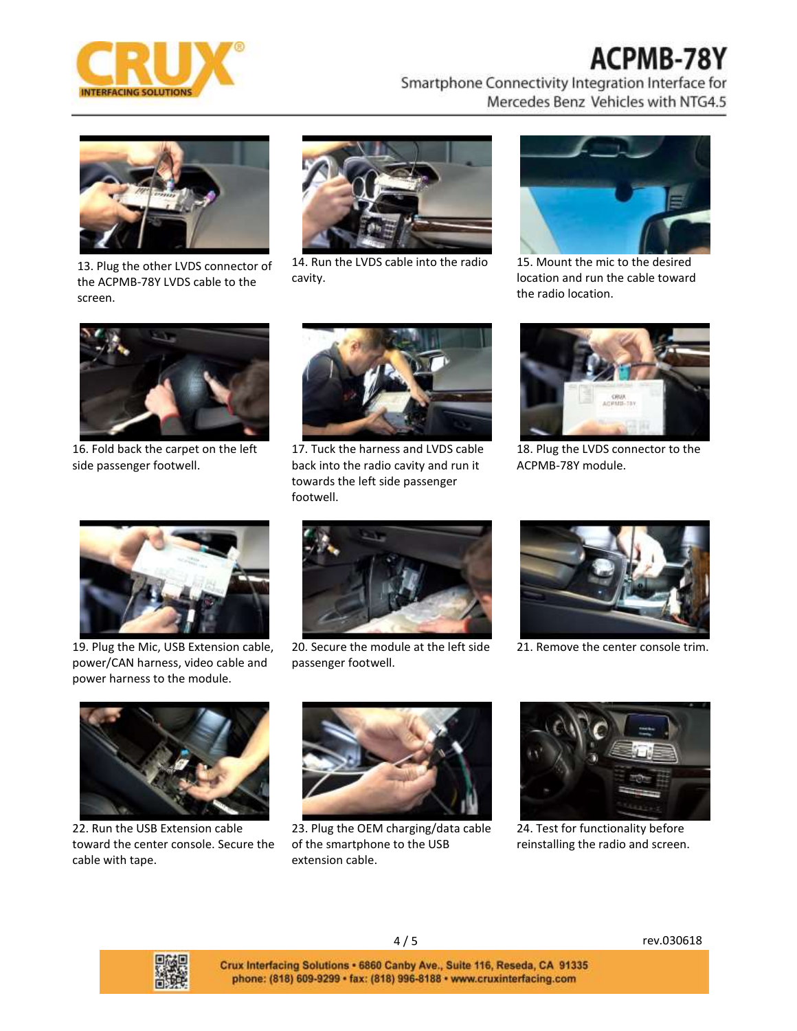13. Plug the other LVDS connector of the ACPMB-78Y LVDS cable to the screen.

14. Run the LVDS cable into the radio cavity.

15. Mount the mic to the desired location and run the cable toward the radio location.

16. Fold back the carpet on the left side passenger footwell.

17. Tuck the harness and LVDS cable back into the radio cavity and run it towards the left side passenger footwell.

18. Plug the LVDS connector to the ACPMB-78Y module.

19. Plug the Mic, USB Extension cable, power/CAN harness, video cable and power harness to the module.

20. Secure the module at the left side passenger footwell.

21. Remove the center console trim.

22. Run the USB Extension cable toward the center console. Secure the cable with tape.

23. Plug the OEM charging/data cable of the smartphone to the USB extension cable.

24. Test for functionality before reinstalling the radio and screen.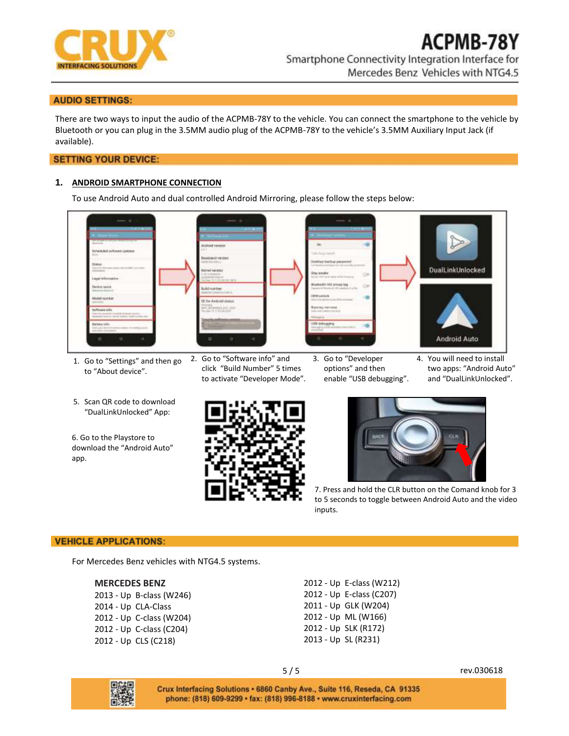## AUDIO SETTINGS:

There are two ways to input the audio of the ACPMB-78Y to the vehicle. You can connect the smartphone to the vehicle by Bluetooth or you can plug in the 3.5MM audio plug of the ACPMB-78Y to the vehicle's 3.5MM Auxiliary Input Jack (if available).

## SETTING YOUR DEVICE:

### 1. ANDROID SMARTPHONE CONNECTION

To use Android Auto and dual controlled Android Mirroring, please follow the steps below:

DualLinkUnlocked

Android Auto

1. Go to "Settings" and then go to "About device".
2. Go to "Software info" and click "Build Number" 5 times to activate "Developer Mode".
3. Go to "Developer options" and then enable "USB debugging".
4. You will need to install two apps: "Android Auto" and "DualLinkUnlocked".
5. Scan QR code to download "DualLinkUnlocked" App:

6. Go to the Playstore to download the "Android Auto" app.

7. Press and hold the CLR button on the Comand knob for 3 to 5 seconds to toggle between Android Auto and the video inputs.

## VEHICLE APPLICATIONS:

For Mercedes Benz vehicles with NTG4.5 systems.

**MERCEDES BENZ**

2013 - Up B-class (W246)
2014 - Up CLA-Class
2012 - Up C-class (W204)
2012 - Up C-class (C204)
2012 - Up CLS (C218)
2012 - Up E-class (W212)
2012 - Up E-class (C207)
2011 - Up GLK (W204)
2012 - Up ML (W166)
2012 - Up SLK (R172)
2013 - Up SL (R231)

rev.030618